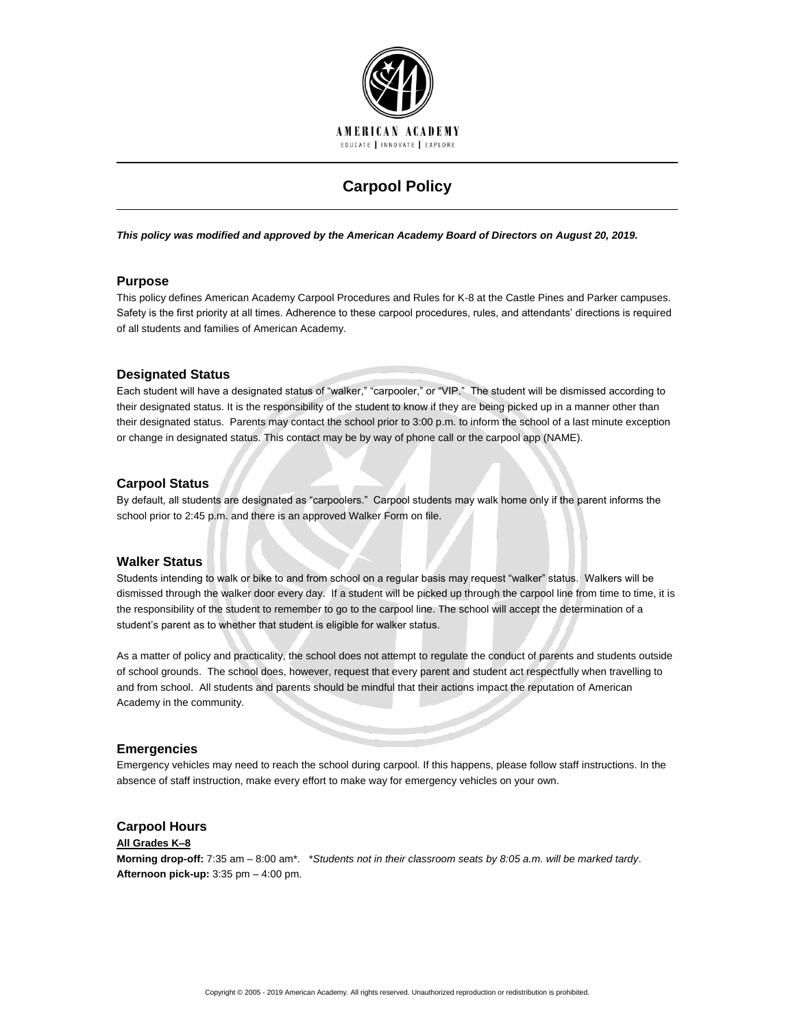AMERICAN ACADEMY

EDUCATE | INNOVATE | EXPLORE

# Carpool Policy

***This policy was modified and approved by the American Academy Board of Directors on August 20, 2019.***

## Purpose

This policy defines American Academy Carpool Procedures and Rules for K-8 at the Castle Pines and Parker campuses. Safety is the first priority at all times. Adherence to these carpool procedures, rules, and attendants' directions is required of all students and families of American Academy.

## Designated Status

Each student will have a designated status of "walker," "carpooler," or "VIP." The student will be dismissed according to their designated status. It is the responsibility of the student to know if they are being picked up in a manner other than their designated status. Parents may contact the school prior to 3:00 p.m. to inform the school of a last minute exception or change in designated status. This contact may be by way of phone call or the carpool app (NAME).

## Carpool Status

By default, all students are designated as "carpoolers." Carpool students may walk home only if the parent informs the school prior to 2:45 p.m. and there is an approved Walker Form on file.

## Walker Status

Students intending to walk or bike to and from school on a regular basis may request "walker" status. Walkers will be dismissed through the walker door every day. If a student will be picked up through the carpool line from time to time, it is the responsibility of the student to remember to go to the carpool line. The school will accept the determination of a student's parent as to whether that student is eligible for walker status.

As a matter of policy and practicality, the school does not attempt to regulate the conduct of parents and students outside of school grounds. The school does, however, request that every parent and student act respectfully when travelling to and from school. All students and parents should be mindful that their actions impact the reputation of American Academy in the community.

## Emergencies

Emergency vehicles may need to reach the school during carpool. If this happens, please follow staff instructions. In the absence of staff instruction, make every effort to make way for emergency vehicles on your own.

## Carpool Hours

**All Grades K–8**

**Morning drop-off:** 7:35 am – 8:00 am*. **Students not in their classroom seats by 8:05 a.m. will be marked tardy*.
**Afternoon pick-up:** 3:35 pm – 4:00 pm.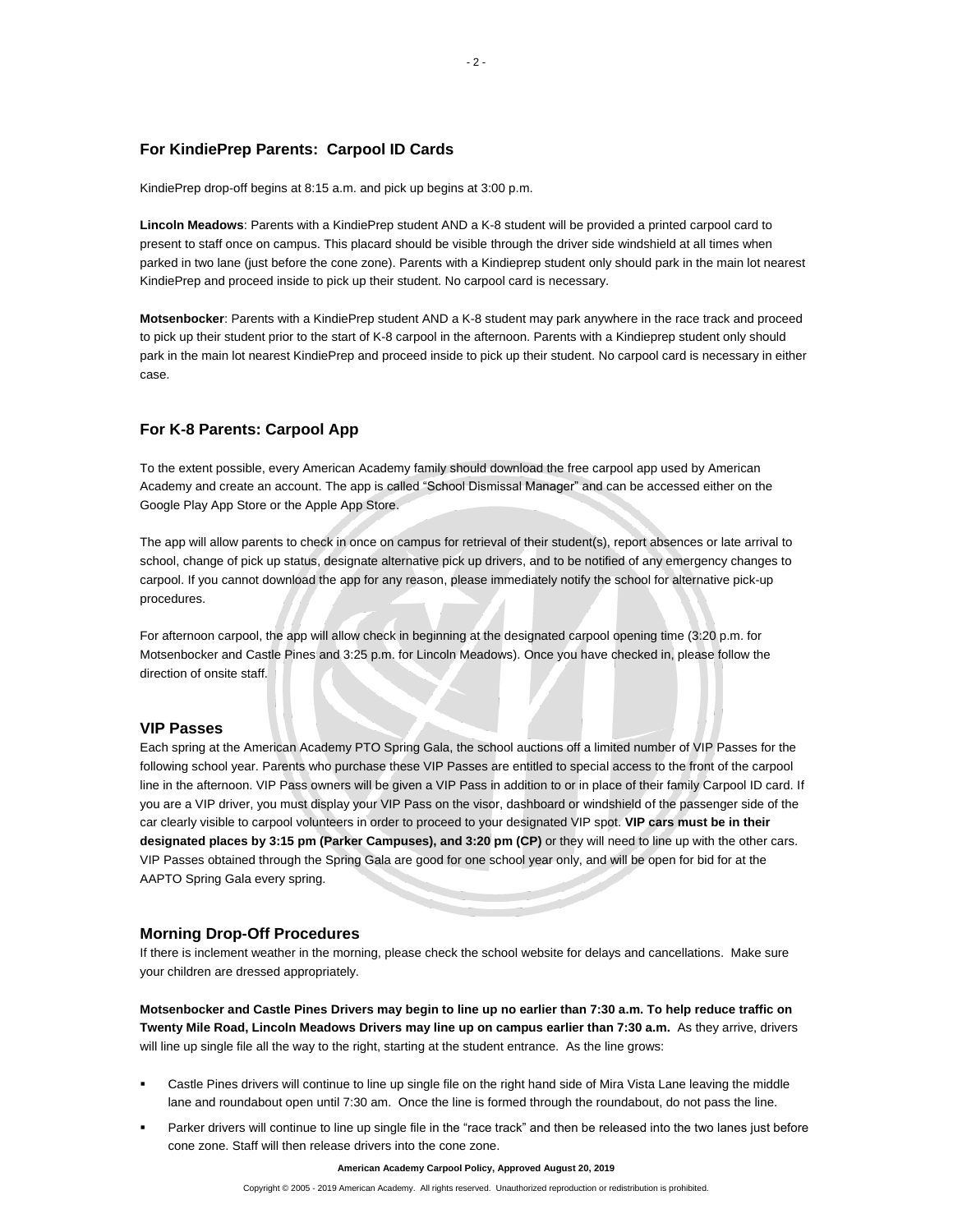## For KindiePrep Parents: Carpool ID Cards

KindiePrep drop-off begins at 8:15 a.m. and pick up begins at 3:00 p.m.

**Lincoln Meadows**: Parents with a KindiePrep student AND a K-8 student will be provided a printed carpool card to present to staff once on campus. This placard should be visible through the driver side windshield at all times when parked in two lane (just before the cone zone). Parents with a Kindieprep student only should park in the main lot nearest KindiePrep and proceed inside to pick up their student. No carpool card is necessary.

**Motsenbocker**: Parents with a KindiePrep student AND a K-8 student may park anywhere in the race track and proceed to pick up their student prior to the start of K-8 carpool in the afternoon. Parents with a Kindieprep student only should park in the main lot nearest KindiePrep and proceed inside to pick up their student. No carpool card is necessary in either case.

## For K-8 Parents: Carpool App

To the extent possible, every American Academy family should download the free carpool app used by American Academy and create an account. The app is called "School Dismissal Manager" and can be accessed either on the Google Play App Store or the Apple App Store.

The app will allow parents to check in once on campus for retrieval of their student(s), report absences or late arrival to school, change of pick up status, designate alternative pick up drivers, and to be notified of any emergency changes to carpool. If you cannot download the app for any reason, please immediately notify the school for alternative pick-up procedures.

For afternoon carpool, the app will allow check in beginning at the designated carpool opening time (3:20 p.m. for Motsenbocker and Castle Pines and 3:25 p.m. for Lincoln Meadows). Once you have checked in, please follow the direction of onsite staff.

## VIP Passes

Each spring at the American Academy PTO Spring Gala, the school auctions off a limited number of VIP Passes for the following school year. Parents who purchase these VIP Passes are entitled to special access to the front of the carpool line in the afternoon. VIP Pass owners will be given a VIP Pass in addition to or in place of their family Carpool ID card. If you are a VIP driver, you must display your VIP Pass on the visor, dashboard or windshield of the passenger side of the car clearly visible to carpool volunteers in order to proceed to your designated VIP spot. **VIP cars must be in their designated places by 3:15 pm (Parker Campuses), and 3:20 pm (CP)** or they will need to line up with the other cars. VIP Passes obtained through the Spring Gala are good for one school year only, and will be open for bid for at the AAPTO Spring Gala every spring.

## Morning Drop-Off Procedures

If there is inclement weather in the morning, please check the school website for delays and cancellations. Make sure your children are dressed appropriately.

**Motsenbocker and Castle Pines Drivers may begin to line up no earlier than 7:30 a.m. To help reduce traffic on Twenty Mile Road, Lincoln Meadows Drivers may line up on campus earlier than 7:30 a.m.** As they arrive, drivers will line up single file all the way to the right, starting at the student entrance. As the line grows:

- Castle Pines drivers will continue to line up single file on the right hand side of Mira Vista Lane leaving the middle lane and roundabout open until 7:30 am. Once the line is formed through the roundabout, do not pass the line.
- Parker drivers will continue to line up single file in the "race track" and then be released into the two lanes just before cone zone. Staff will then release drivers into the cone zone.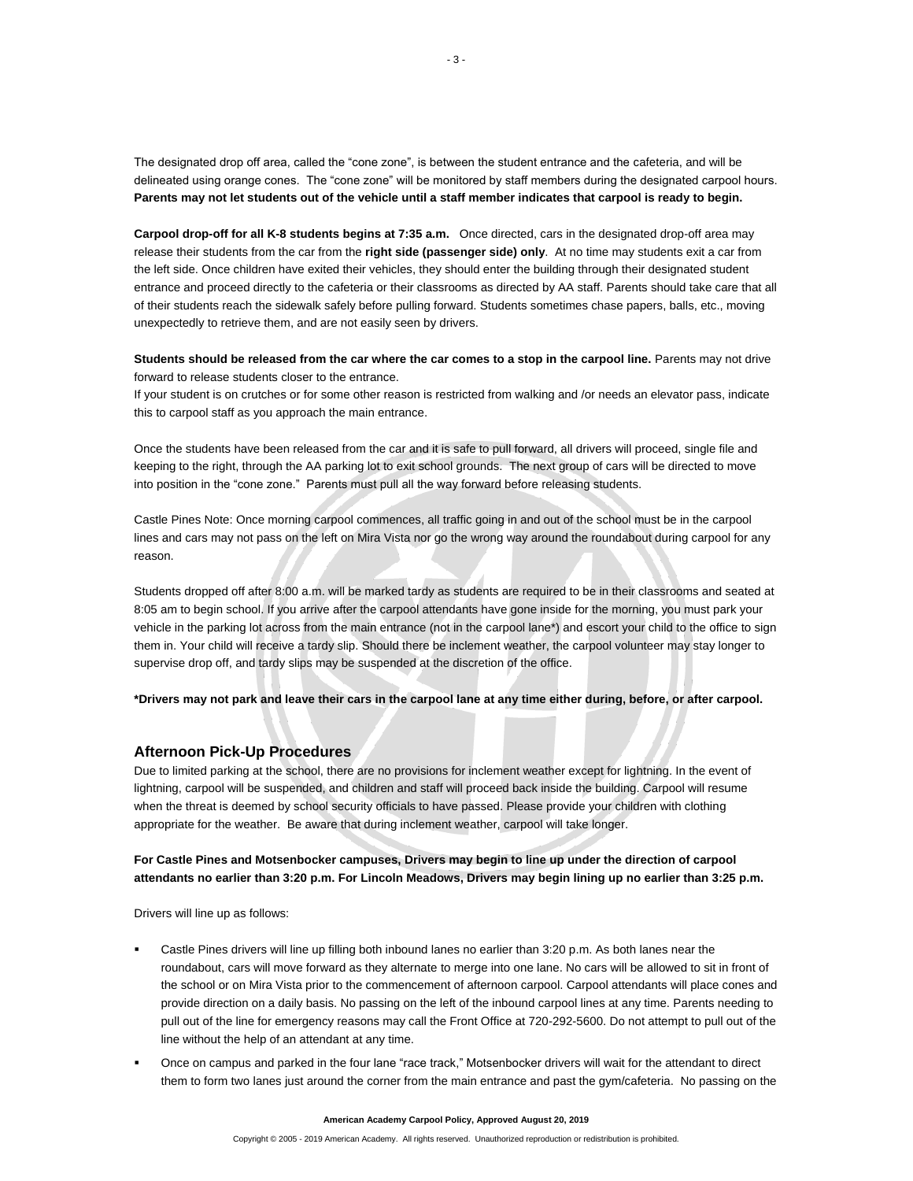The designated drop off area, called the "cone zone", is between the student entrance and the cafeteria, and will be delineated using orange cones. The "cone zone" will be monitored by staff members during the designated carpool hours. **Parents may not let students out of the vehicle until a staff member indicates that carpool is ready to begin.**

**Carpool drop-off for all K-8 students begins at 7:35 a.m.** Once directed, cars in the designated drop-off area may release their students from the car from the **right side (passenger side) only**. At no time may students exit a car from the left side. Once children have exited their vehicles, they should enter the building through their designated student entrance and proceed directly to the cafeteria or their classrooms as directed by AA staff. Parents should take care that all of their students reach the sidewalk safely before pulling forward. Students sometimes chase papers, balls, etc., moving unexpectedly to retrieve them, and are not easily seen by drivers.

**Students should be released from the car where the car comes to a stop in the carpool line.** Parents may not drive forward to release students closer to the entrance.
If your student is on crutches or for some other reason is restricted from walking and /or needs an elevator pass, indicate this to carpool staff as you approach the main entrance.

Once the students have been released from the car and it is safe to pull forward, all drivers will proceed, single file and keeping to the right, through the AA parking lot to exit school grounds. The next group of cars will be directed to move into position in the "cone zone." Parents must pull all the way forward before releasing students.

Castle Pines Note: Once morning carpool commences, all traffic going in and out of the school must be in the carpool lines and cars may not pass on the left on Mira Vista nor go the wrong way around the roundabout during carpool for any reason.

Students dropped off after 8:00 a.m. will be marked tardy as students are required to be in their classrooms and seated at 8:05 am to begin school. If you arrive after the carpool attendants have gone inside for the morning, you must park your vehicle in the parking lot across from the main entrance (not in the carpool lane*) and escort your child to the office to sign them in. Your child will receive a tardy slip. Should there be inclement weather, the carpool volunteer may stay longer to supervise drop off, and tardy slips may be suspended at the discretion of the office.

**\*Drivers may not park and leave their cars in the carpool lane at any time either during, before, or after carpool.**

## Afternoon Pick-Up Procedures

Due to limited parking at the school, there are no provisions for inclement weather except for lightning. In the event of lightning, carpool will be suspended, and children and staff will proceed back inside the building. Carpool will resume when the threat is deemed by school security officials to have passed. Please provide your children with clothing appropriate for the weather. Be aware that during inclement weather, carpool will take longer.

**For Castle Pines and Motsenbocker campuses, Drivers may begin to line up under the direction of carpool attendants no earlier than 3:20 p.m. For Lincoln Meadows, Drivers may begin lining up no earlier than 3:25 p.m.**

Drivers will line up as follows:

- Castle Pines drivers will line up filling both inbound lanes no earlier than 3:20 p.m. As both lanes near the roundabout, cars will move forward as they alternate to merge into one lane. No cars will be allowed to sit in front of the school or on Mira Vista prior to the commencement of afternoon carpool. Carpool attendants will place cones and provide direction on a daily basis. No passing on the left of the inbound carpool lines at any time. Parents needing to pull out of the line for emergency reasons may call the Front Office at 720-292-5600. Do not attempt to pull out of the line without the help of an attendant at any time.
- Once on campus and parked in the four lane "race track," Motsenbocker drivers will wait for the attendant to direct them to form two lanes just around the corner from the main entrance and past the gym/cafeteria. No passing on the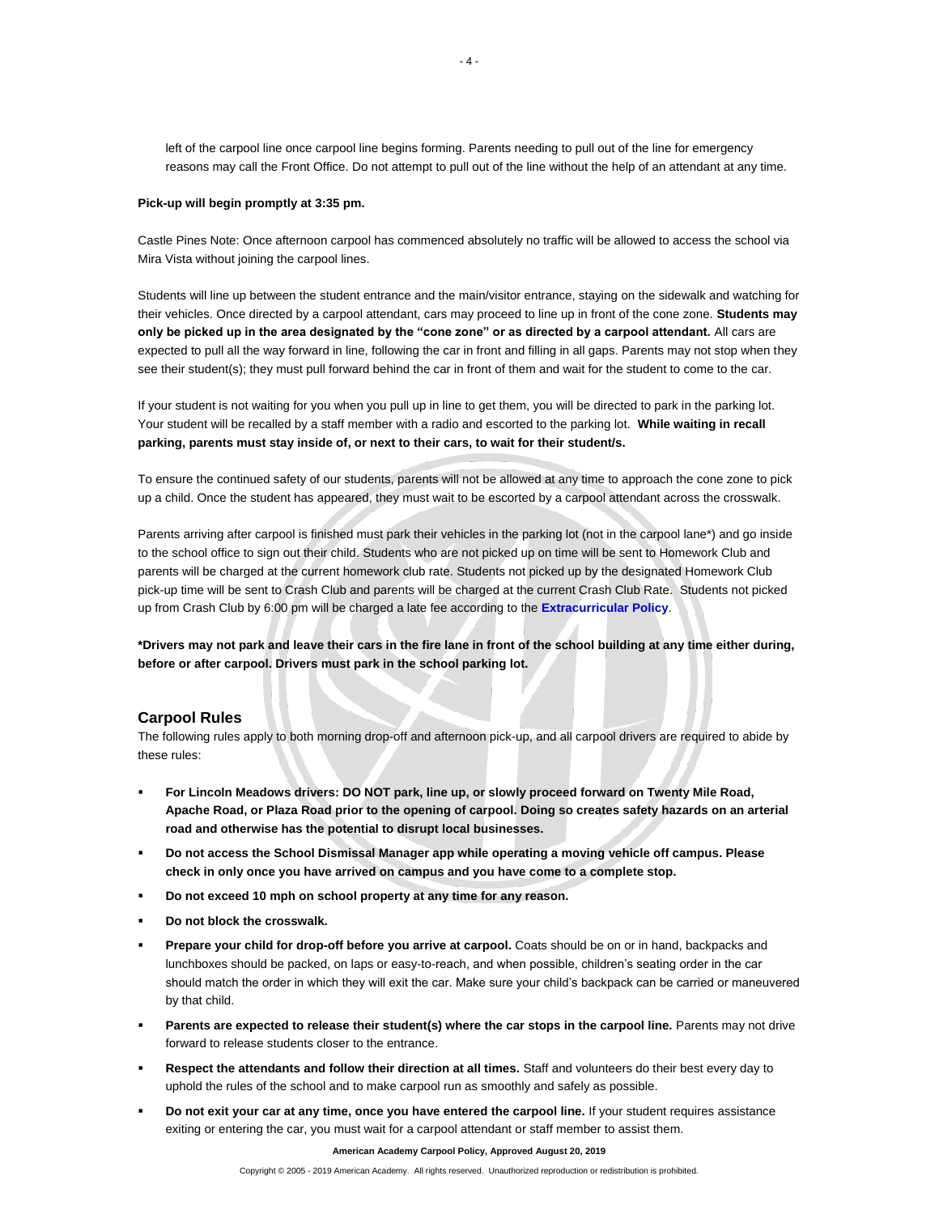left of the carpool line once carpool line begins forming. Parents needing to pull out of the line for emergency reasons may call the Front Office. Do not attempt to pull out of the line without the help of an attendant at any time.

**Pick-up will begin promptly at 3:35 pm.**

Castle Pines Note: Once afternoon carpool has commenced absolutely no traffic will be allowed to access the school via Mira Vista without joining the carpool lines.

Students will line up between the student entrance and the main/visitor entrance, staying on the sidewalk and watching for their vehicles. Once directed by a carpool attendant, cars may proceed to line up in front of the cone zone. **Students may only be picked up in the area designated by the "cone zone" or as directed by a carpool attendant.** All cars are expected to pull all the way forward in line, following the car in front and filling in all gaps. Parents may not stop when they see their student(s); they must pull forward behind the car in front of them and wait for the student to come to the car.

If your student is not waiting for you when you pull up in line to get them, you will be directed to park in the parking lot. Your student will be recalled by a staff member with a radio and escorted to the parking lot. **While waiting in recall parking, parents must stay inside of, or next to their cars, to wait for their student/s.**

To ensure the continued safety of our students, parents will not be allowed at any time to approach the cone zone to pick up a child. Once the student has appeared, they must wait to be escorted by a carpool attendant across the crosswalk.

Parents arriving after carpool is finished must park their vehicles in the parking lot (not in the carpool lane*) and go inside to the school office to sign out their child. Students who are not picked up on time will be sent to Homework Club and parents will be charged at the current homework club rate. Students not picked up by the designated Homework Club pick-up time will be sent to Crash Club and parents will be charged at the current Crash Club Rate. Students not picked up from Crash Club by 6:00 pm will be charged a late fee according to the **Extracurricular Policy**.

***Drivers may not park and leave their cars in the fire lane in front of the school building at any time either during, before or after carpool. Drivers must park in the school parking lot.**

## Carpool Rules

The following rules apply to both morning drop-off and afternoon pick-up, and all carpool drivers are required to abide by these rules:

- **For Lincoln Meadows drivers: DO NOT park, line up, or slowly proceed forward on Twenty Mile Road, Apache Road, or Plaza Road prior to the opening of carpool. Doing so creates safety hazards on an arterial road and otherwise has the potential to disrupt local businesses.**
- **Do not access the School Dismissal Manager app while operating a moving vehicle off campus. Please check in only once you have arrived on campus and you have come to a complete stop.**
- **Do not exceed 10 mph on school property at any time for any reason.**
- **Do not block the crosswalk.**
- **Prepare your child for drop-off before you arrive at carpool.** Coats should be on or in hand, backpacks and lunchboxes should be packed, on laps or easy-to-reach, and when possible, children's seating order in the car should match the order in which they will exit the car. Make sure your child's backpack can be carried or maneuvered by that child.
- **Parents are expected to release their student(s) where the car stops in the carpool line.** Parents may not drive forward to release students closer to the entrance.
- **Respect the attendants and follow their direction at all times.** Staff and volunteers do their best every day to uphold the rules of the school and to make carpool run as smoothly and safely as possible.
- **Do not exit your car at any time, once you have entered the carpool line.** If your student requires assistance exiting or entering the car, you must wait for a carpool attendant or staff member to assist them.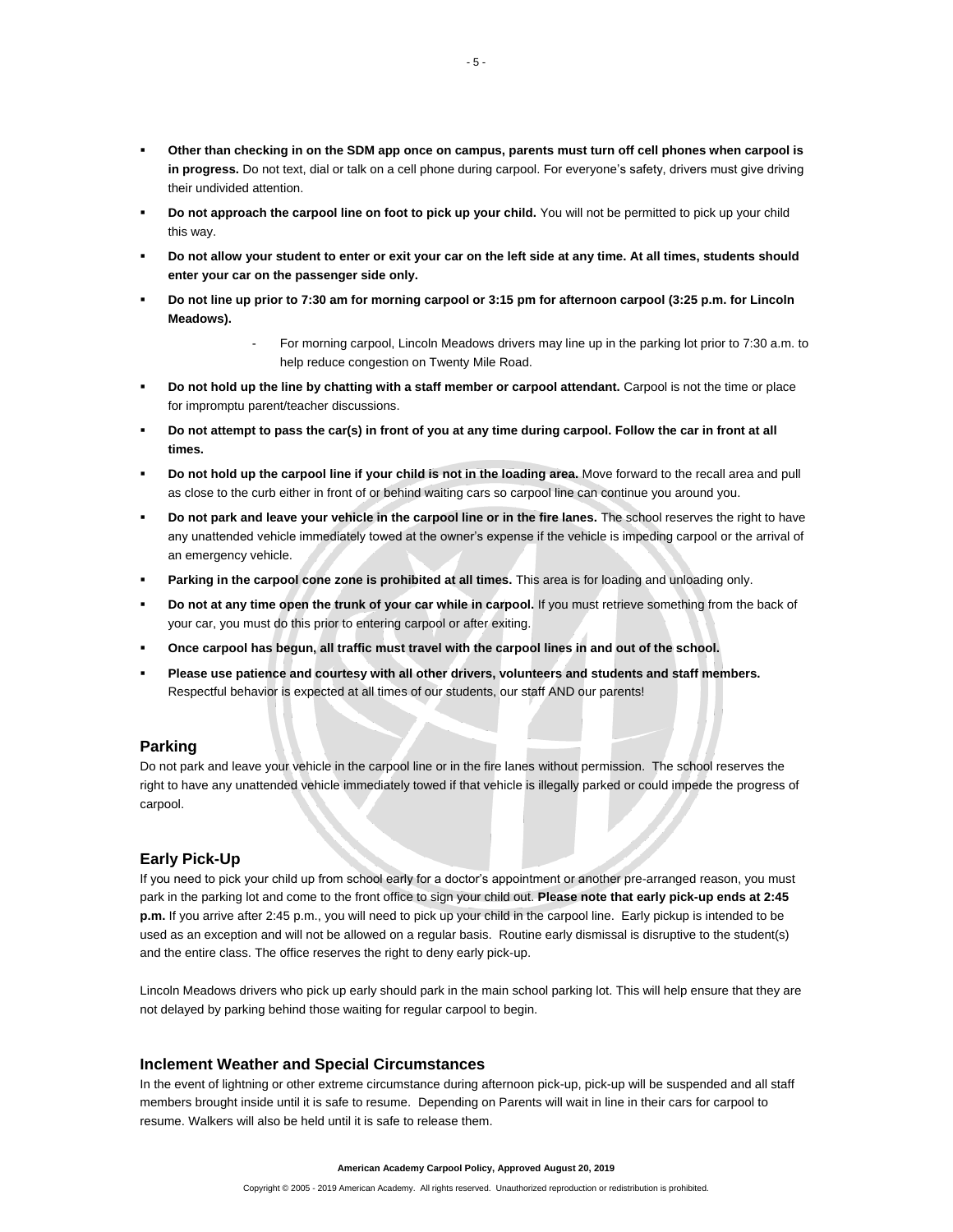- **Other than checking in on the SDM app once on campus, parents must turn off cell phones when carpool is in progress.** Do not text, dial or talk on a cell phone during carpool. For everyone's safety, drivers must give driving their undivided attention.
- **Do not approach the carpool line on foot to pick up your child.** You will not be permitted to pick up your child this way.
- **Do not allow your student to enter or exit your car on the left side at any time. At all times, students should enter your car on the passenger side only.**
- **Do not line up prior to 7:30 am for morning carpool or 3:15 pm for afternoon carpool (3:25 p.m. for Lincoln Meadows).**
    - For morning carpool, Lincoln Meadows drivers may line up in the parking lot prior to 7:30 a.m. to help reduce congestion on Twenty Mile Road.
- **Do not hold up the line by chatting with a staff member or carpool attendant.** Carpool is not the time or place for impromptu parent/teacher discussions.
- **Do not attempt to pass the car(s) in front of you at any time during carpool. Follow the car in front at all times.**
- **Do not hold up the carpool line if your child is not in the loading area.** Move forward to the recall area and pull as close to the curb either in front of or behind waiting cars so carpool line can continue you around you.
- **Do not park and leave your vehicle in the carpool line or in the fire lanes.** The school reserves the right to have any unattended vehicle immediately towed at the owner's expense if the vehicle is impeding carpool or the arrival of an emergency vehicle.
- **Parking in the carpool cone zone is prohibited at all times.** This area is for loading and unloading only.
- **Do not at any time open the trunk of your car while in carpool.** If you must retrieve something from the back of your car, you must do this prior to entering carpool or after exiting.
- **Once carpool has begun, all traffic must travel with the carpool lines in and out of the school.**
- **Please use patience and courtesy with all other drivers, volunteers and students and staff members.** Respectful behavior is expected at all times of our students, our staff AND our parents!

### Parking

Do not park and leave your vehicle in the carpool line or in the fire lanes without permission. The school reserves the right to have any unattended vehicle immediately towed if that vehicle is illegally parked or could impede the progress of carpool.

### Early Pick-Up

If you need to pick your child up from school early for a doctor's appointment or another pre-arranged reason, you must park in the parking lot and come to the front office to sign your child out. **Please note that early pick-up ends at 2:45 p.m.** If you arrive after 2:45 p.m., you will need to pick up your child in the carpool line. Early pickup is intended to be used as an exception and will not be allowed on a regular basis. Routine early dismissal is disruptive to the student(s) and the entire class. The office reserves the right to deny early pick-up.

Lincoln Meadows drivers who pick up early should park in the main school parking lot. This will help ensure that they are not delayed by parking behind those waiting for regular carpool to begin.

### Inclement Weather and Special Circumstances

In the event of lightning or other extreme circumstance during afternoon pick-up, pick-up will be suspended and all staff members brought inside until it is safe to resume. Depending on Parents will wait in line in their cars for carpool to resume. Walkers will also be held until it is safe to release them.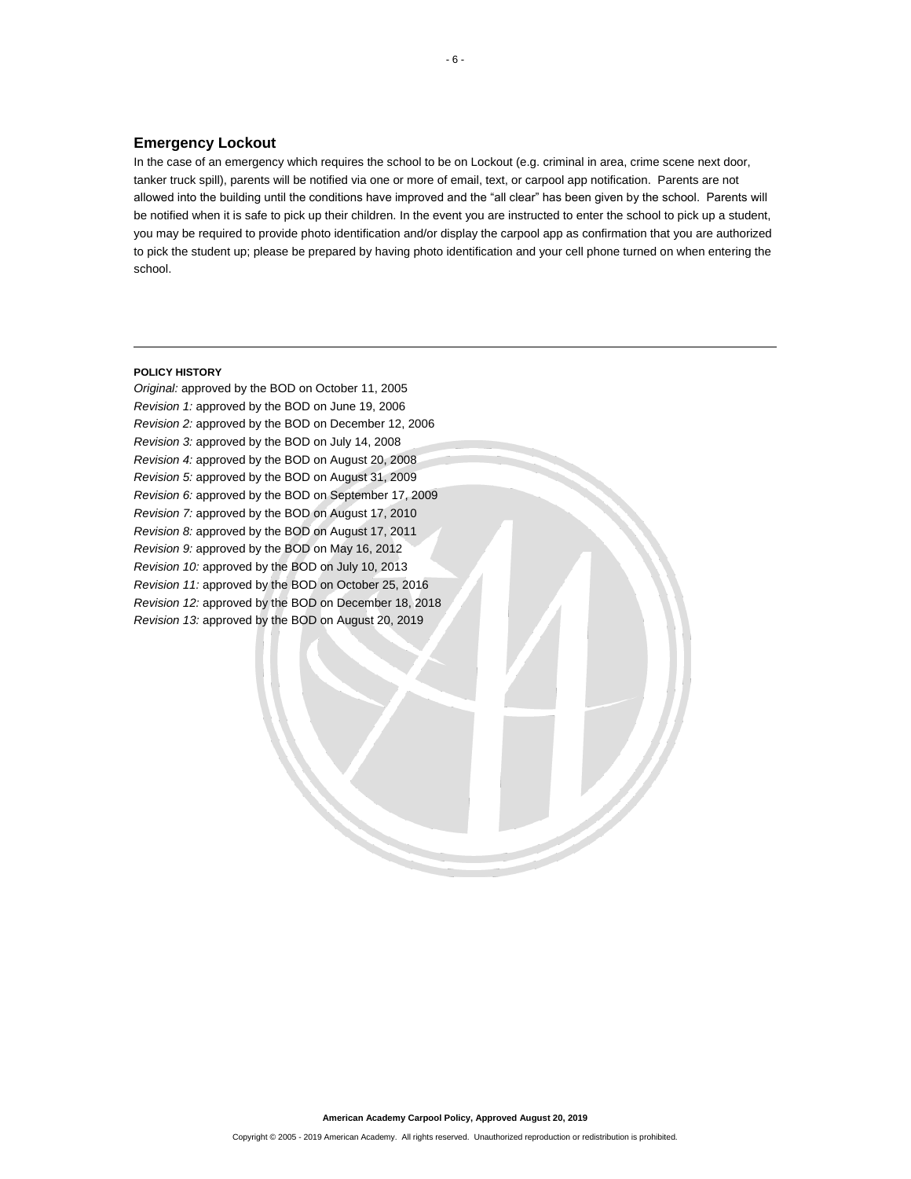## Emergency Lockout

In the case of an emergency which requires the school to be on Lockout (e.g. criminal in area, crime scene next door, tanker truck spill), parents will be notified via one or more of email, text, or carpool app notification. Parents are not allowed into the building until the conditions have improved and the "all clear" has been given by the school. Parents will be notified when it is safe to pick up their children. In the event you are instructed to enter the school to pick up a student, you may be required to provide photo identification and/or display the carpool app as confirmation that you are authorized to pick the student up; please be prepared by having photo identification and your cell phone turned on when entering the school.

---

**POLICY HISTORY**

*Original:* approved by the BOD on October 11, 2005
*Revision 1:* approved by the BOD on June 19, 2006
*Revision 2:* approved by the BOD on December 12, 2006
*Revision 3:* approved by the BOD on July 14, 2008
*Revision 4:* approved by the BOD on August 20, 2008
*Revision 5:* approved by the BOD on August 31, 2009
*Revision 6:* approved by the BOD on September 17, 2009
*Revision 7:* approved by the BOD on August 17, 2010
*Revision 8:* approved by the BOD on August 17, 2011
*Revision 9:* approved by the BOD on May 16, 2012
*Revision 10:* approved by the BOD on July 10, 2013
*Revision 11:* approved by the BOD on October 25, 2016
*Revision 12:* approved by the BOD on December 18, 2018
*Revision 13:* approved by the BOD on August 20, 2019